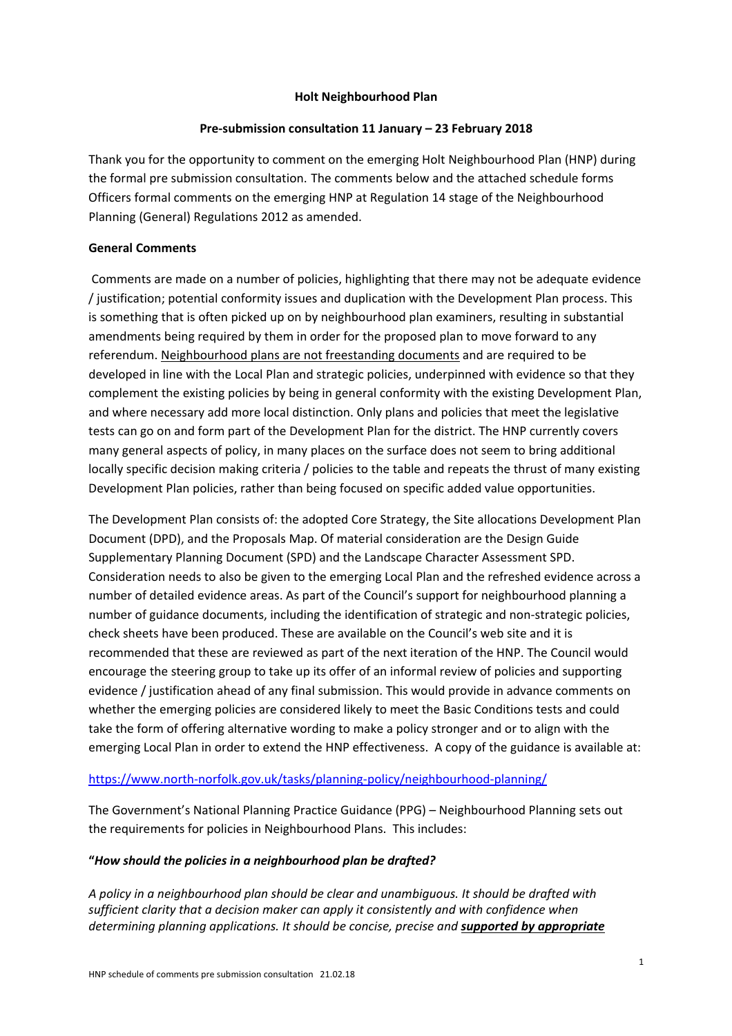**Holt Neighbourhood Plan**

**Pre-submission consultation 11 January – 23 February 2018**

Thank you for the opportunity to comment on the emerging Holt Neighbourhood Plan (HNP) during the formal pre submission consultation. The comments below and the attached schedule forms Officers formal comments on the emerging HNP at Regulation 14 stage of the Neighbourhood Planning (General) Regulations 2012 as amended.

**General Comments**

Comments are made on a number of policies, highlighting that there may not be adequate evidence / justification; potential conformity issues and duplication with the Development Plan process. This is something that is often picked up on by neighbourhood plan examiners, resulting in substantial amendments being required by them in order for the proposed plan to move forward to any referendum. <u>Neighbourhood plans are not freestanding documents</u> and are required to be developed in line with the Local Plan and strategic policies, underpinned with evidence so that they complement the existing policies by being in general conformity with the existing Development Plan, and where necessary add more local distinction. Only plans and policies that meet the legislative tests can go on and form part of the Development Plan for the district. The HNP currently covers many general aspects of policy, in many places on the surface does not seem to bring additional locally specific decision making criteria / policies to the table and repeats the thrust of many existing Development Plan policies, rather than being focused on specific added value opportunities.

The Development Plan consists of: the adopted Core Strategy, the Site allocations Development Plan Document (DPD), and the Proposals Map. Of material consideration are the Design Guide Supplementary Planning Document (SPD) and the Landscape Character Assessment SPD. Consideration needs to also be given to the emerging Local Plan and the refreshed evidence across a number of detailed evidence areas. As part of the Council's support for neighbourhood planning a number of guidance documents, including the identification of strategic and non-strategic policies, check sheets have been produced. These are available on the Council's web site and it is recommended that these are reviewed as part of the next iteration of the HNP. The Council would encourage the steering group to take up its offer of an informal review of policies and supporting evidence / justification ahead of any final submission. This would provide in advance comments on whether the emerging policies are considered likely to meet the Basic Conditions tests and could take the form of offering alternative wording to make a policy stronger and or to align with the emerging Local Plan in order to extend the HNP effectiveness. A copy of the guidance is available at:

https://www.north-norfolk.gov.uk/tasks/planning-policy/neighbourhood-planning/

The Government's National Planning Practice Guidance (PPG) – Neighbourhood Planning sets out the requirements for policies in Neighbourhood Plans. This includes:

**"*How should the policies in a neighbourhood plan be drafted?***

*A policy in a neighbourhood plan should be clear and unambiguous. It should be drafted with sufficient clarity that a decision maker can apply it consistently and with confidence when determining planning applications. It should be concise, precise and **<u>supported by appropriate</u>***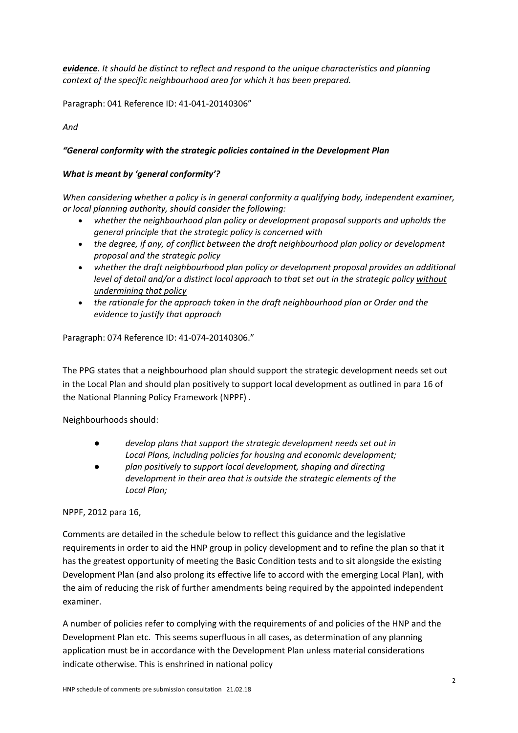***evidence**. It should be distinct to reflect and respond to the unique characteristics and planning context of the specific neighbourhood area for which it has been prepared.*

Paragraph: 041 Reference ID: 41-041-20140306"

*And*

***"General conformity with the strategic policies contained in the Development Plan***

***What is meant by 'general conformity'?***

*When considering whether a policy is in general conformity a qualifying body, independent examiner, or local planning authority, should consider the following:*

- *whether the neighbourhood plan policy or development proposal supports and upholds the general principle that the strategic policy is concerned with*
- *the degree, if any, of conflict between the draft neighbourhood plan policy or development proposal and the strategic policy*
- *whether the draft neighbourhood plan policy or development proposal provides an additional level of detail and/or a distinct local approach to that set out in the strategic policy <u>without undermining that policy</u>*
- *the rationale for the approach taken in the draft neighbourhood plan or Order and the evidence to justify that approach*

Paragraph: 074 Reference ID: 41-074-20140306."

The PPG states that a neighbourhood plan should support the strategic development needs set out in the Local Plan and should plan positively to support local development as outlined in para 16 of the National Planning Policy Framework (NPPF) .

Neighbourhoods should:

- *develop plans that support the strategic development needs set out in Local Plans, including policies for housing and economic development;*
- *plan positively to support local development, shaping and directing development in their area that is outside the strategic elements of the Local Plan;*

NPPF, 2012 para 16,

Comments are detailed in the schedule below to reflect this guidance and the legislative requirements in order to aid the HNP group in policy development and to refine the plan so that it has the greatest opportunity of meeting the Basic Condition tests and to sit alongside the existing Development Plan (and also prolong its effective life to accord with the emerging Local Plan), with the aim of reducing the risk of further amendments being required by the appointed independent examiner.

A number of policies refer to complying with the requirements of and policies of the HNP and the Development Plan etc. This seems superfluous in all cases, as determination of any planning application must be in accordance with the Development Plan unless material considerations indicate otherwise. This is enshrined in national policy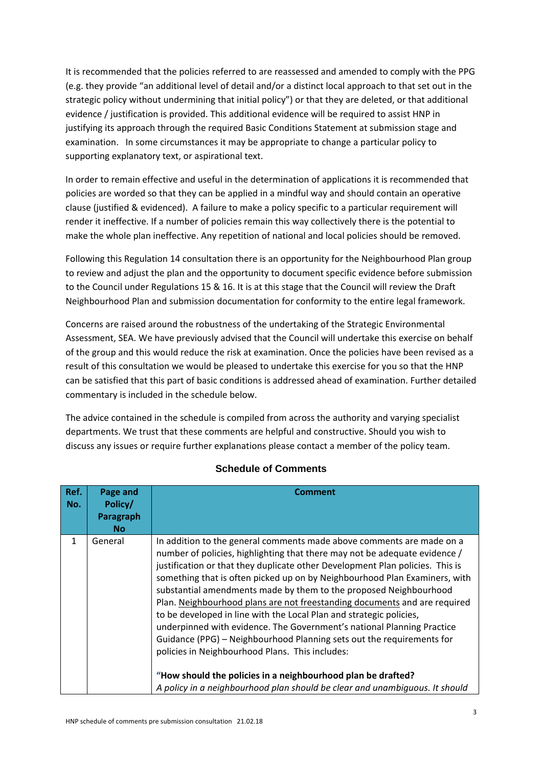It is recommended that the policies referred to are reassessed and amended to comply with the PPG (e.g. they provide "an additional level of detail and/or a distinct local approach to that set out in the strategic policy without undermining that initial policy") or that they are deleted, or that additional evidence / justification is provided. This additional evidence will be required to assist HNP in justifying its approach through the required Basic Conditions Statement at submission stage and examination. In some circumstances it may be appropriate to change a particular policy to supporting explanatory text, or aspirational text.

In order to remain effective and useful in the determination of applications it is recommended that policies are worded so that they can be applied in a mindful way and should contain an operative clause (justified & evidenced). A failure to make a policy specific to a particular requirement will render it ineffective. If a number of policies remain this way collectively there is the potential to make the whole plan ineffective. Any repetition of national and local policies should be removed.

Following this Regulation 14 consultation there is an opportunity for the Neighbourhood Plan group to review and adjust the plan and the opportunity to document specific evidence before submission to the Council under Regulations 15 & 16. It is at this stage that the Council will review the Draft Neighbourhood Plan and submission documentation for conformity to the entire legal framework.

Concerns are raised around the robustness of the undertaking of the Strategic Environmental Assessment, SEA. We have previously advised that the Council will undertake this exercise on behalf of the group and this would reduce the risk at examination. Once the policies have been revised as a result of this consultation we would be pleased to undertake this exercise for you so that the HNP can be satisfied that this part of basic conditions is addressed ahead of examination. Further detailed commentary is included in the schedule below.

The advice contained in the schedule is compiled from across the authority and varying specialist departments. We trust that these comments are helpful and constructive. Should you wish to discuss any issues or require further explanations please contact a member of the policy team.

## Schedule of Comments

| Ref. No. | Page and Policy/ Paragraph No | Comment |
|---|---|---|
| 1 | General | In addition to the general comments made above comments are made on a number of policies, highlighting that there may not be adequate evidence / justification or that they duplicate other Development Plan policies. This is something that is often picked up on by Neighbourhood Plan Examiners, with substantial amendments made by them to the proposed Neighbourhood Plan. <u>Neighbourhood plans are not freestanding documents</u> and are required to be developed in line with the Local Plan and strategic policies, underpinned with evidence. The Government's national Planning Practice Guidance (PPG) – Neighbourhood Planning sets out the requirements for policies in Neighbourhood Plans. This includes:<br><br>"**How should the policies in a neighbourhood plan be drafted?**<br>*A policy in a neighbourhood plan should be clear and unambiguous. It should* |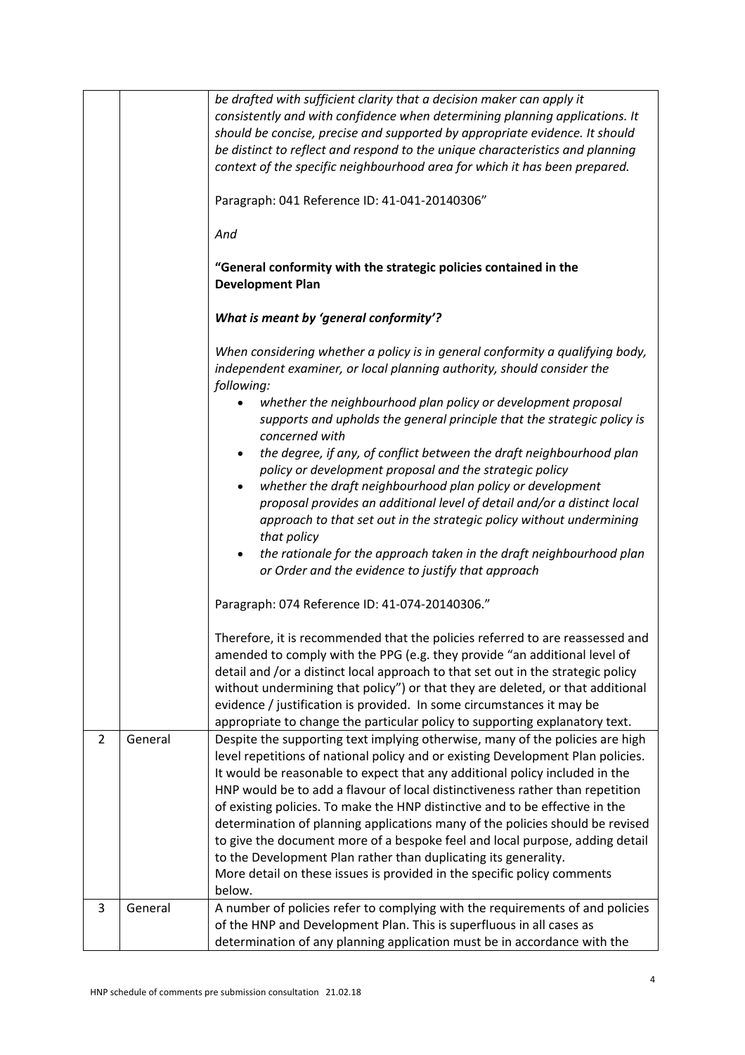| | | |
|---|---|---|
| | | *be drafted with sufficient clarity that a decision maker can apply it consistently and with confidence when determining planning applications. It should be concise, precise and supported by appropriate evidence. It should be distinct to reflect and respond to the unique characteristics and planning context of the specific neighbourhood area for which it has been prepared.*<br><br>Paragraph: 041 Reference ID: 41-041-20140306"<br><br>*And*<br><br>**"General conformity with the strategic policies contained in the Development Plan**<br><br>***What is meant by 'general conformity'?***<br><br>*When considering whether a policy is in general conformity a qualifying body, independent examiner, or local planning authority, should consider the following:*<br>• *whether the neighbourhood plan policy or development proposal supports and upholds the general principle that the strategic policy is concerned with*<br>• *the degree, if any, of conflict between the draft neighbourhood plan policy or development proposal and the strategic policy*<br>• *whether the draft neighbourhood plan policy or development proposal provides an additional level of detail and/or a distinct local approach to that set out in the strategic policy without undermining that policy*<br>• *the rationale for the approach taken in the draft neighbourhood plan or Order and the evidence to justify that approach*<br><br>Paragraph: 074 Reference ID: 41-074-20140306."<br><br>Therefore, it is recommended that the policies referred to are reassessed and amended to comply with the PPG (e.g. they provide "an additional level of detail and /or a distinct local approach to that set out in the strategic policy without undermining that policy") or that they are deleted, or that additional evidence / justification is provided. In some circumstances it may be appropriate to change the particular policy to supporting explanatory text. |
| 2 | General | Despite the supporting text implying otherwise, many of the policies are high level repetitions of national policy and or existing Development Plan policies. It would be reasonable to expect that any additional policy included in the HNP would be to add a flavour of local distinctiveness rather than repetition of existing policies. To make the HNP distinctive and to be effective in the determination of planning applications many of the policies should be revised to give the document more of a bespoke feel and local purpose, adding detail to the Development Plan rather than duplicating its generality.<br>More detail on these issues is provided in the specific policy comments below. |
| 3 | General | A number of policies refer to complying with the requirements of and policies of the HNP and Development Plan. This is superfluous in all cases as determination of any planning application must be in accordance with the |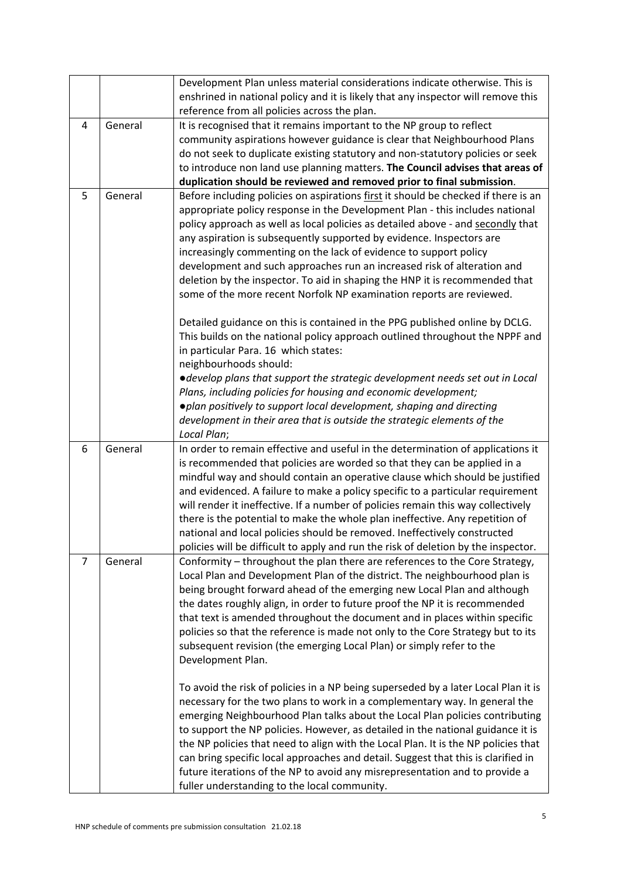| | | |
|---|---|---|
| | | Development Plan unless material considerations indicate otherwise. This is enshrined in national policy and it is likely that any inspector will remove this reference from all policies across the plan. |
| 4 | General | It is recognised that it remains important to the NP group to reflect community aspirations however guidance is clear that Neighbourhood Plans do not seek to duplicate existing statutory and non-statutory policies or seek to introduce non land use planning matters. **The Council advises that areas of duplication should be reviewed and removed prior to final submission**. |
| 5 | General | Before including policies on aspirations first it should be checked if there is an appropriate policy response in the Development Plan - this includes national policy approach as well as local policies as detailed above - and secondly that any aspiration is subsequently supported by evidence. Inspectors are increasingly commenting on the lack of evidence to support policy development and such approaches run an increased risk of alteration and deletion by the inspector. To aid in shaping the HNP it is recommended that some of the more recent Norfolk NP examination reports are reviewed.<br><br>Detailed guidance on this is contained in the PPG published online by DCLG. This builds on the national policy approach outlined throughout the NPPF and in particular Para. 16 which states:<br>neighbourhoods should:<br>• *develop plans that support the strategic development needs set out in Local Plans, including policies for housing and economic development;*<br>• *plan positively to support local development, shaping and directing development in their area that is outside the strategic elements of the Local Plan*; |
| 6 | General | In order to remain effective and useful in the determination of applications it is recommended that policies are worded so that they can be applied in a mindful way and should contain an operative clause which should be justified and evidenced. A failure to make a policy specific to a particular requirement will render it ineffective. If a number of policies remain this way collectively there is the potential to make the whole plan ineffective. Any repetition of national and local policies should be removed. Ineffectively constructed policies will be difficult to apply and run the risk of deletion by the inspector. |
| 7 | General | Conformity – throughout the plan there are references to the Core Strategy, Local Plan and Development Plan of the district. The neighbourhood plan is being brought forward ahead of the emerging new Local Plan and although the dates roughly align, in order to future proof the NP it is recommended that text is amended throughout the document and in places within specific policies so that the reference is made not only to the Core Strategy but to its subsequent revision (the emerging Local Plan) or simply refer to the Development Plan.<br><br>To avoid the risk of policies in a NP being superseded by a later Local Plan it is necessary for the two plans to work in a complementary way. In general the emerging Neighbourhood Plan talks about the Local Plan policies contributing to support the NP policies. However, as detailed in the national guidance it is the NP policies that need to align with the Local Plan. It is the NP policies that can bring specific local approaches and detail. Suggest that this is clarified in future iterations of the NP to avoid any misrepresentation and to provide a fuller understanding to the local community. |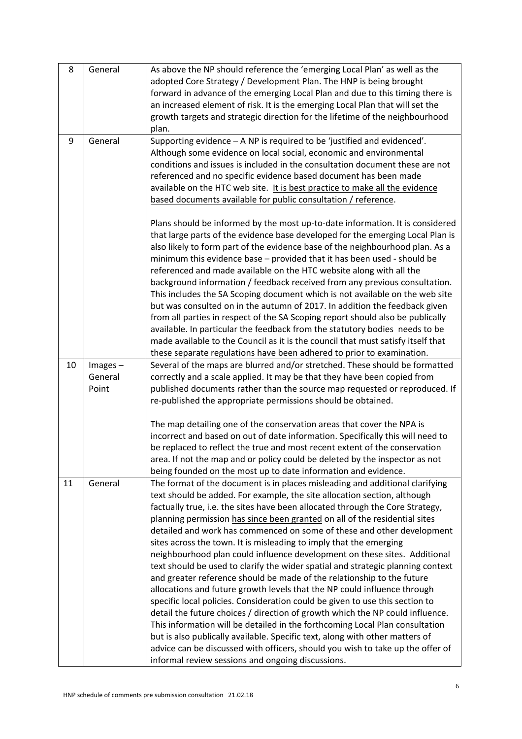| | | |
|---|---|---|
| 8 | General | As above the NP should reference the 'emerging Local Plan' as well as the adopted Core Strategy / Development Plan. The HNP is being brought forward in advance of the emerging Local Plan and due to this timing there is an increased element of risk. It is the emerging Local Plan that will set the growth targets and strategic direction for the lifetime of the neighbourhood plan. |
| 9 | General | Supporting evidence – A NP is required to be 'justified and evidenced'. Although some evidence on local social, economic and environmental conditions and issues is included in the consultation document these are not referenced and no specific evidence based document has been made available on the HTC web site. <u>It is best practice to make all the evidence based documents available for public consultation / reference</u>.<br><br>Plans should be informed by the most up-to-date information. It is considered that large parts of the evidence base developed for the emerging Local Plan is also likely to form part of the evidence base of the neighbourhood plan. As a minimum this evidence base – provided that it has been used - should be referenced and made available on the HTC website along with all the background information / feedback received from any previous consultation. This includes the SA Scoping document which is not available on the web site but was consulted on in the autumn of 2017. In addition the feedback given from all parties in respect of the SA Scoping report should also be publically available. In particular the feedback from the statutory bodies needs to be made available to the Council as it is the council that must satisfy itself that these separate regulations have been adhered to prior to examination. |
| 10 | Images – General Point | Several of the maps are blurred and/or stretched. These should be formatted correctly and a scale applied. It may be that they have been copied from published documents rather than the source map requested or reproduced. If re-published the appropriate permissions should be obtained.<br><br>The map detailing one of the conservation areas that cover the NPA is incorrect and based on out of date information. Specifically this will need to be replaced to reflect the true and most recent extent of the conservation area. If not the map and or policy could be deleted by the inspector as not being founded on the most up to date information and evidence. |
| 11 | General | The format of the document is in places misleading and additional clarifying text should be added. For example, the site allocation section, although factually true, i.e. the sites have been allocated through the Core Strategy, planning permission <u>has since been granted</u> on all of the residential sites detailed and work has commenced on some of these and other development sites across the town. It is misleading to imply that the emerging neighbourhood plan could influence development on these sites. Additional text should be used to clarify the wider spatial and strategic planning context and greater reference should be made of the relationship to the future allocations and future growth levels that the NP could influence through specific local policies. Consideration could be given to use this section to detail the future choices / direction of growth which the NP could influence. This information will be detailed in the forthcoming Local Plan consultation but is also publically available. Specific text, along with other matters of advice can be discussed with officers, should you wish to take up the offer of informal review sessions and ongoing discussions. |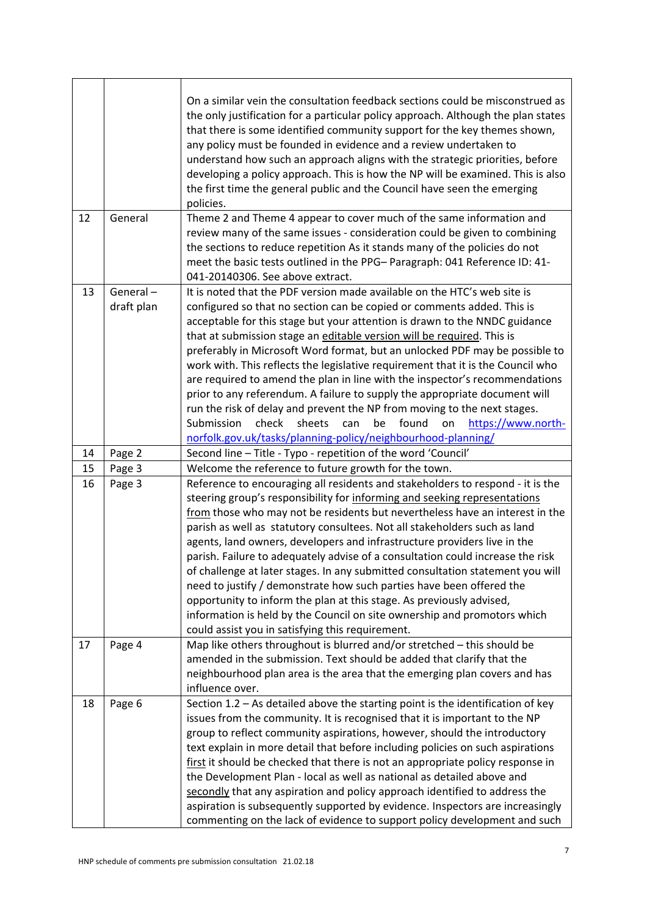| | | |
|---|---|---|
| | | On a similar vein the consultation feedback sections could be misconstrued as the only justification for a particular policy approach. Although the plan states that there is some identified community support for the key themes shown, any policy must be founded in evidence and a review undertaken to understand how such an approach aligns with the strategic priorities, before developing a policy approach. This is how the NP will be examined. This is also the first time the general public and the Council have seen the emerging policies. |
| 12 | General | Theme 2 and Theme 4 appear to cover much of the same information and review many of the same issues - consideration could be given to combining the sections to reduce repetition As it stands many of the policies do not meet the basic tests outlined in the PPG– Paragraph: 041 Reference ID: 41-041-20140306. See above extract. |
| 13 | General – draft plan | It is noted that the PDF version made available on the HTC's web site is configured so that no section can be copied or comments added. This is acceptable for this stage but your attention is drawn to the NNDC guidance that at submission stage an <u>editable version will be required</u>. This is preferably in Microsoft Word format, but an unlocked PDF may be possible to work with. This reflects the legislative requirement that it is the Council who are required to amend the plan in line with the inspector's recommendations prior to any referendum. A failure to supply the appropriate document will run the risk of delay and prevent the NP from moving to the next stages. Submission check sheets can be found on [https://www.north-norfolk.gov.uk/tasks/planning-policy/neighbourhood-planning/](https://www.north-norfolk.gov.uk/tasks/planning-policy/neighbourhood-planning/) |
| 14 | Page 2 | Second line – Title - Typo - repetition of the word 'Council' |
| 15 | Page 3 | Welcome the reference to future growth for the town. |
| 16 | Page 3 | Reference to encouraging all residents and stakeholders to respond - it is the steering group's responsibility for <u>informing and seeking representations from</u> those who may not be residents but nevertheless have an interest in the parish as well as statutory consultees. Not all stakeholders such as land agents, land owners, developers and infrastructure providers live in the parish. Failure to adequately advise of a consultation could increase the risk of challenge at later stages. In any submitted consultation statement you will need to justify / demonstrate how such parties have been offered the opportunity to inform the plan at this stage. As previously advised, information is held by the Council on site ownership and promotors which could assist you in satisfying this requirement. |
| 17 | Page 4 | Map like others throughout is blurred and/or stretched – this should be amended in the submission. Text should be added that clarify that the neighbourhood plan area is the area that the emerging plan covers and has influence over. |
| 18 | Page 6 | Section 1.2 – As detailed above the starting point is the identification of key issues from the community. It is recognised that it is important to the NP group to reflect community aspirations, however, should the introductory text explain in more detail that before including policies on such aspirations <u>first</u> it should be checked that there is not an appropriate policy response in the Development Plan - local as well as national as detailed above and <u>secondly</u> that any aspiration and policy approach identified to address the aspiration is subsequently supported by evidence. Inspectors are increasingly commenting on the lack of evidence to support policy development and such |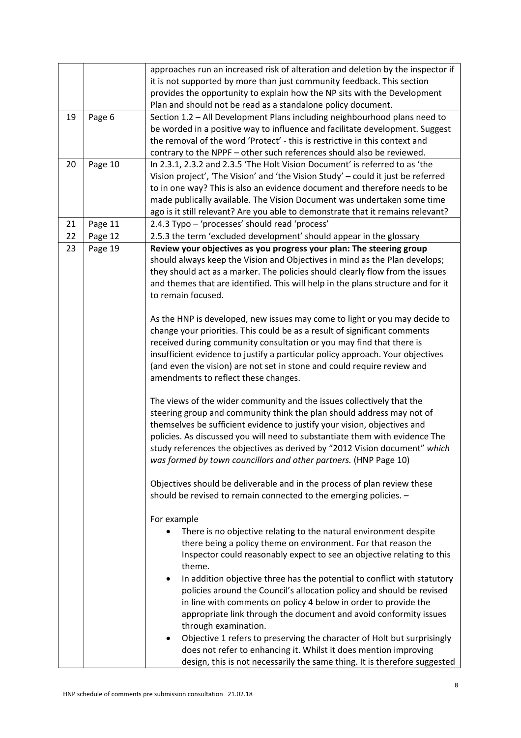| | | |
|---|---|---|
| | | approaches run an increased risk of alteration and deletion by the inspector if it is not supported by more than just community feedback. This section provides the opportunity to explain how the NP sits with the Development Plan and should not be read as a standalone policy document. |
| 19 | Page 6 | Section 1.2 – All Development Plans including neighbourhood plans need to be worded in a positive way to influence and facilitate development. Suggest the removal of the word 'Protect' - this is restrictive in this context and contrary to the NPPF – other such references should also be reviewed. |
| 20 | Page 10 | In 2.3.1, 2.3.2 and 2.3.5 'The Holt Vision Document' is referred to as 'the Vision project', 'The Vision' and 'the Vision Study' – could it just be referred to in one way? This is also an evidence document and therefore needs to be made publically available. The Vision Document was undertaken some time ago is it still relevant? Are you able to demonstrate that it remains relevant? |
| 21 | Page 11 | 2.4.3 Typo – 'processes' should read 'process' |
| 22 | Page 12 | 2.5.3 the term 'excluded development' should appear in the glossary |
| 23 | Page 19 | **Review your objectives as you progress your plan: The steering group** should always keep the Vision and Objectives in mind as the Plan develops; they should act as a marker. The policies should clearly flow from the issues and themes that are identified. This will help in the plans structure and for it to remain focused.<br><br>As the HNP is developed, new issues may come to light or you may decide to change your priorities. This could be as a result of significant comments received during community consultation or you may find that there is insufficient evidence to justify a particular policy approach. Your objectives (and even the vision) are not set in stone and could require review and amendments to reflect these changes.<br><br>The views of the wider community and the issues collectively that the steering group and community think the plan should address may not of themselves be sufficient evidence to justify your vision, objectives and policies. As discussed you will need to substantiate them with evidence The study references the objectives as derived by "2012 Vision document" *which was formed by town councillors and other partners.* (HNP Page 10)<br><br>Objectives should be deliverable and in the process of plan review these should be revised to remain connected to the emerging policies. –<br><br>For example<br>• There is no objective relating to the natural environment despite there being a policy theme on environment. For that reason the Inspector could reasonably expect to see an objective relating to this theme.<br>• In addition objective three has the potential to conflict with statutory policies around the Council's allocation policy and should be revised in line with comments on policy 4 below in order to provide the appropriate link through the document and avoid conformity issues through examination.<br>• Objective 1 refers to preserving the character of Holt but surprisingly does not refer to enhancing it. Whilst it does mention improving design, this is not necessarily the same thing. It is therefore suggested |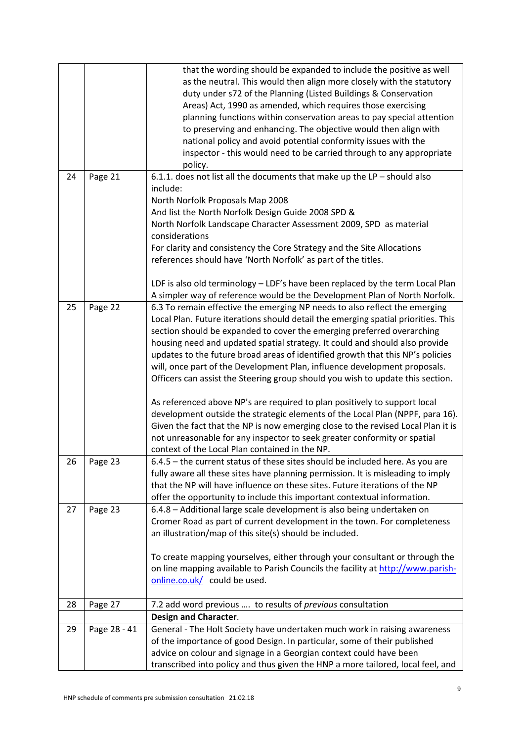| | | |
|---|---|---|
| | | that the wording should be expanded to include the positive as well as the neutral. This would then align more closely with the statutory duty under s72 of the Planning (Listed Buildings & Conservation Areas) Act, 1990 as amended, which requires those exercising planning functions within conservation areas to pay special attention to preserving and enhancing. The objective would then align with national policy and avoid potential conformity issues with the inspector - this would need to be carried through to any appropriate policy. |
| 24 | Page 21 | 6.1.1. does not list all the documents that make up the LP – should also include:<br>North Norfolk Proposals Map 2008<br>And list the North Norfolk Design Guide 2008 SPD &<br>North Norfolk Landscape Character Assessment 2009, SPD as material considerations<br>For clarity and consistency the Core Strategy and the Site Allocations references should have 'North Norfolk' as part of the titles.<br><br>LDF is also old terminology – LDF's have been replaced by the term Local Plan A simpler way of reference would be the Development Plan of North Norfolk. |
| 25 | Page 22 | 6.3 To remain effective the emerging NP needs to also reflect the emerging Local Plan. Future iterations should detail the emerging spatial priorities. This section should be expanded to cover the emerging preferred overarching housing need and updated spatial strategy. It could and should also provide updates to the future broad areas of identified growth that this NP's policies will, once part of the Development Plan, influence development proposals. Officers can assist the Steering group should you wish to update this section.<br><br>As referenced above NP's are required to plan positively to support local development outside the strategic elements of the Local Plan (NPPF, para 16). Given the fact that the NP is now emerging close to the revised Local Plan it is not unreasonable for any inspector to seek greater conformity or spatial context of the Local Plan contained in the NP. |
| 26 | Page 23 | 6.4.5 – the current status of these sites should be included here. As you are fully aware all these sites have planning permission. It is misleading to imply that the NP will have influence on these sites. Future iterations of the NP offer the opportunity to include this important contextual information. |
| 27 | Page 23 | 6.4.8 – Additional large scale development is also being undertaken on Cromer Road as part of current development in the town. For completeness an illustration/map of this site(s) should be included.<br><br>To create mapping yourselves, either through your consultant or through the on line mapping available to Parish Councils the facility at [http://www.parish-online.co.uk/](http://www.parish-online.co.uk/) could be used. |
| 28 | Page 27 | 7.2 add word previous …. to results of *previous* consultation |
| | | **Design and Character**. |
| 29 | Page 28 - 41 | General - The Holt Society have undertaken much work in raising awareness of the importance of good Design. In particular, some of their published advice on colour and signage in a Georgian context could have been transcribed into policy and thus given the HNP a more tailored, local feel, and |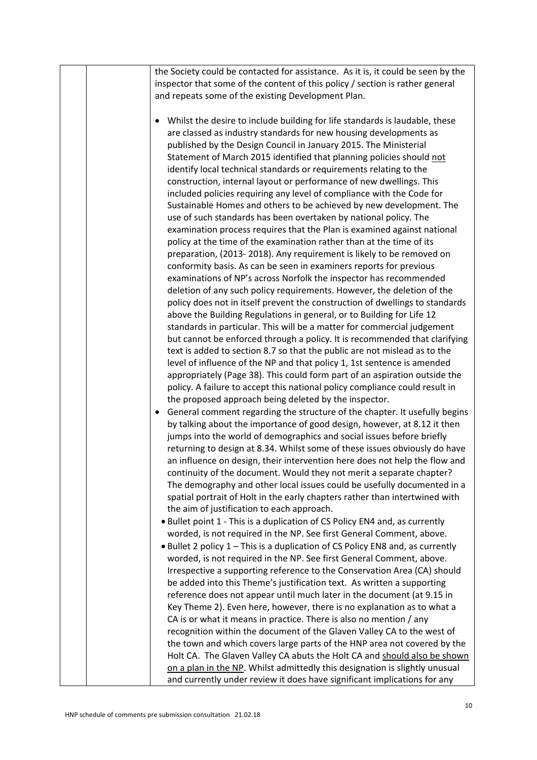| | | |
|---|---|---|
| | | the Society could be contacted for assistance. As it is, it could be seen by the inspector that some of the content of this policy / section is rather general and repeats some of the existing Development Plan.<br><br>• Whilst the desire to include building for life standards is laudable, these are classed as industry standards for new housing developments as published by the Design Council in January 2015. The Ministerial Statement of March 2015 identified that planning policies should not identify local technical standards or requirements relating to the construction, internal layout or performance of new dwellings. This included policies requiring any level of compliance with the Code for Sustainable Homes and others to be achieved by new development. The use of such standards has been overtaken by national policy. The examination process requires that the Plan is examined against national policy at the time of the examination rather than at the time of its preparation, (2013- 2018). Any requirement is likely to be removed on conformity basis. As can be seen in examiners reports for previous examinations of NP's across Norfolk the inspector has recommended deletion of any such policy requirements. However, the deletion of the policy does not in itself prevent the construction of dwellings to standards above the Building Regulations in general, or to Building for Life 12 standards in particular. This will be a matter for commercial judgement but cannot be enforced through a policy. It is recommended that clarifying text is added to section 8.7 so that the public are not mislead as to the level of influence of the NP and that policy 1, 1st sentence is amended appropriately (Page 38). This could form part of an aspiration outside the policy. A failure to accept this national policy compliance could result in the proposed approach being deleted by the inspector.<br>• General comment regarding the structure of the chapter. It usefully begins by talking about the importance of good design, however, at 8.12 it then jumps into the world of demographics and social issues before briefly returning to design at 8.34. Whilst some of these issues obviously do have an influence on design, their intervention here does not help the flow and continuity of the document. Would they not merit a separate chapter? The demography and other local issues could be usefully documented in a spatial portrait of Holt in the early chapters rather than intertwined with the aim of justification to each approach.<br>• Bullet point 1 - This is a duplication of CS Policy EN4 and, as currently worded, is not required in the NP. See first General Comment, above.<br>• Bullet 2 policy 1 – This is a duplication of CS Policy EN8 and, as currently worded, is not required in the NP. See first General Comment, above. Irrespective a supporting reference to the Conservation Area (CA) should be added into this Theme's justification text. As written a supporting reference does not appear until much later in the document (at 9.15 in Key Theme 2). Even here, however, there is no explanation as to what a CA is or what it means in practice. There is also no mention / any recognition within the document of the Glaven Valley CA to the west of the town and which covers large parts of the HNP area not covered by the Holt CA. The Glaven Valley CA abuts the Holt CA and should also be shown on a plan in the NP. Whilst admittedly this designation is slightly unusual and currently under review it does have significant implications for any |

HNP schedule of comments pre submission consultation 21.02.18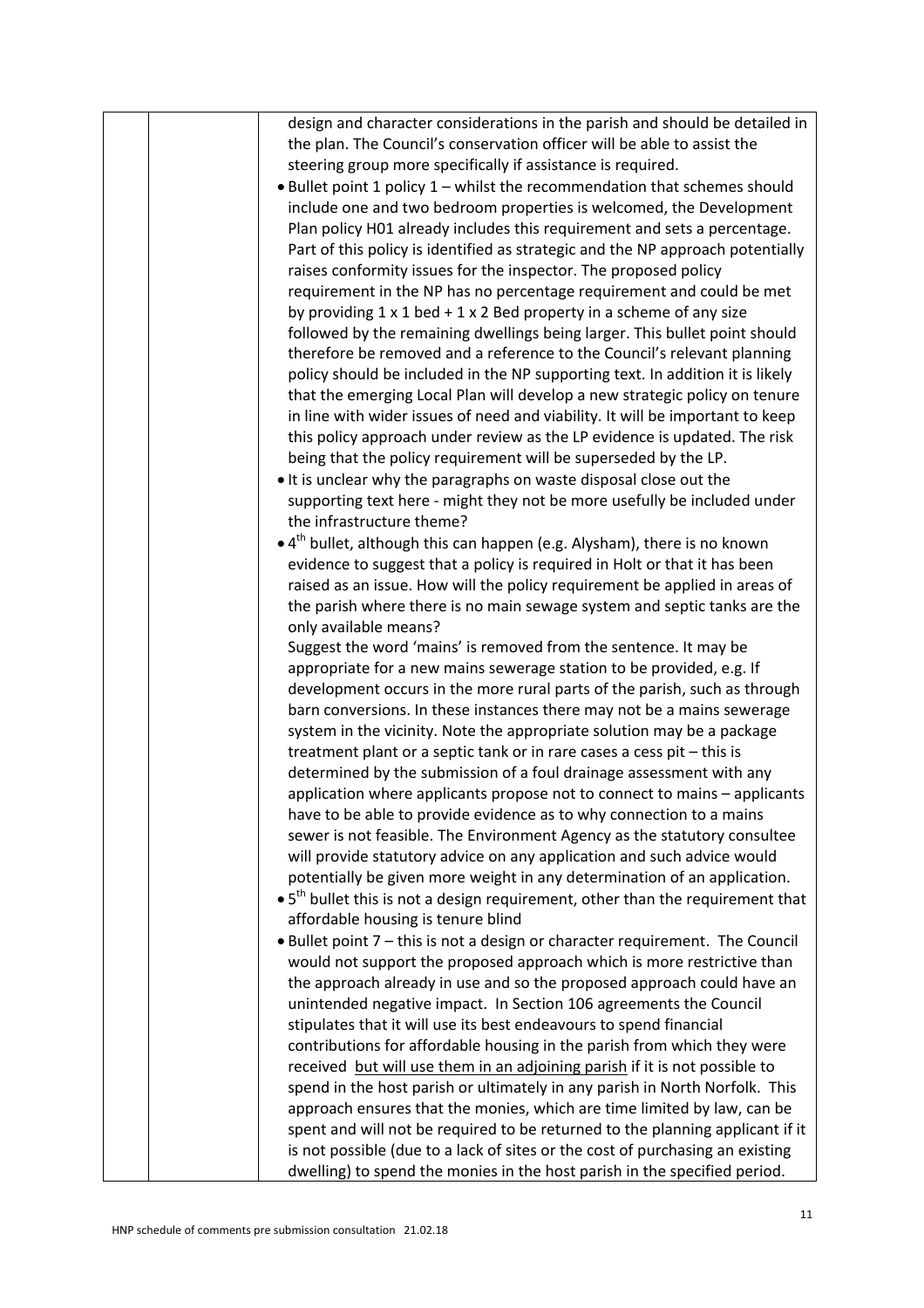| | | |
|---|---|---|
| | | design and character considerations in the parish and should be detailed in the plan. The Council's conservation officer will be able to assist the steering group more specifically if assistance is required.<br>• Bullet point 1 policy 1 – whilst the recommendation that schemes should include one and two bedroom properties is welcomed, the Development Plan policy H01 already includes this requirement and sets a percentage. Part of this policy is identified as strategic and the NP approach potentially raises conformity issues for the inspector. The proposed policy requirement in the NP has no percentage requirement and could be met by providing 1 x 1 bed + 1 x 2 Bed property in a scheme of any size followed by the remaining dwellings being larger. This bullet point should therefore be removed and a reference to the Council's relevant planning policy should be included in the NP supporting text. In addition it is likely that the emerging Local Plan will develop a new strategic policy on tenure in line with wider issues of need and viability. It will be important to keep this policy approach under review as the LP evidence is updated. The risk being that the policy requirement will be superseded by the LP.<br>• It is unclear why the paragraphs on waste disposal close out the supporting text here - might they not be more usefully be included under the infrastructure theme?<br>• 4th bullet, although this can happen (e.g. Alysham), there is no known evidence to suggest that a policy is required in Holt or that it has been raised as an issue. How will the policy requirement be applied in areas of the parish where there is no main sewage system and septic tanks are the only available means?<br>Suggest the word 'mains' is removed from the sentence. It may be appropriate for a new mains sewerage station to be provided, e.g. If development occurs in the more rural parts of the parish, such as through barn conversions. In these instances there may not be a mains sewerage system in the vicinity. Note the appropriate solution may be a package treatment plant or a septic tank or in rare cases a cess pit – this is determined by the submission of a foul drainage assessment with any application where applicants propose not to connect to mains – applicants have to be able to provide evidence as to why connection to a mains sewer is not feasible. The Environment Agency as the statutory consultee will provide statutory advice on any application and such advice would potentially be given more weight in any determination of an application.<br>• 5th bullet this is not a design requirement, other than the requirement that affordable housing is tenure blind<br>• Bullet point 7 – this is not a design or character requirement. The Council would not support the proposed approach which is more restrictive than the approach already in use and so the proposed approach could have an unintended negative impact. In Section 106 agreements the Council stipulates that it will use its best endeavours to spend financial contributions for affordable housing in the parish from which they were received but will use them in an adjoining parish if it is not possible to spend in the host parish or ultimately in any parish in North Norfolk. This approach ensures that the monies, which are time limited by law, can be spent and will not be required to be returned to the planning applicant if it is not possible (due to a lack of sites or the cost of purchasing an existing dwelling) to spend the monies in the host parish in the specified period. |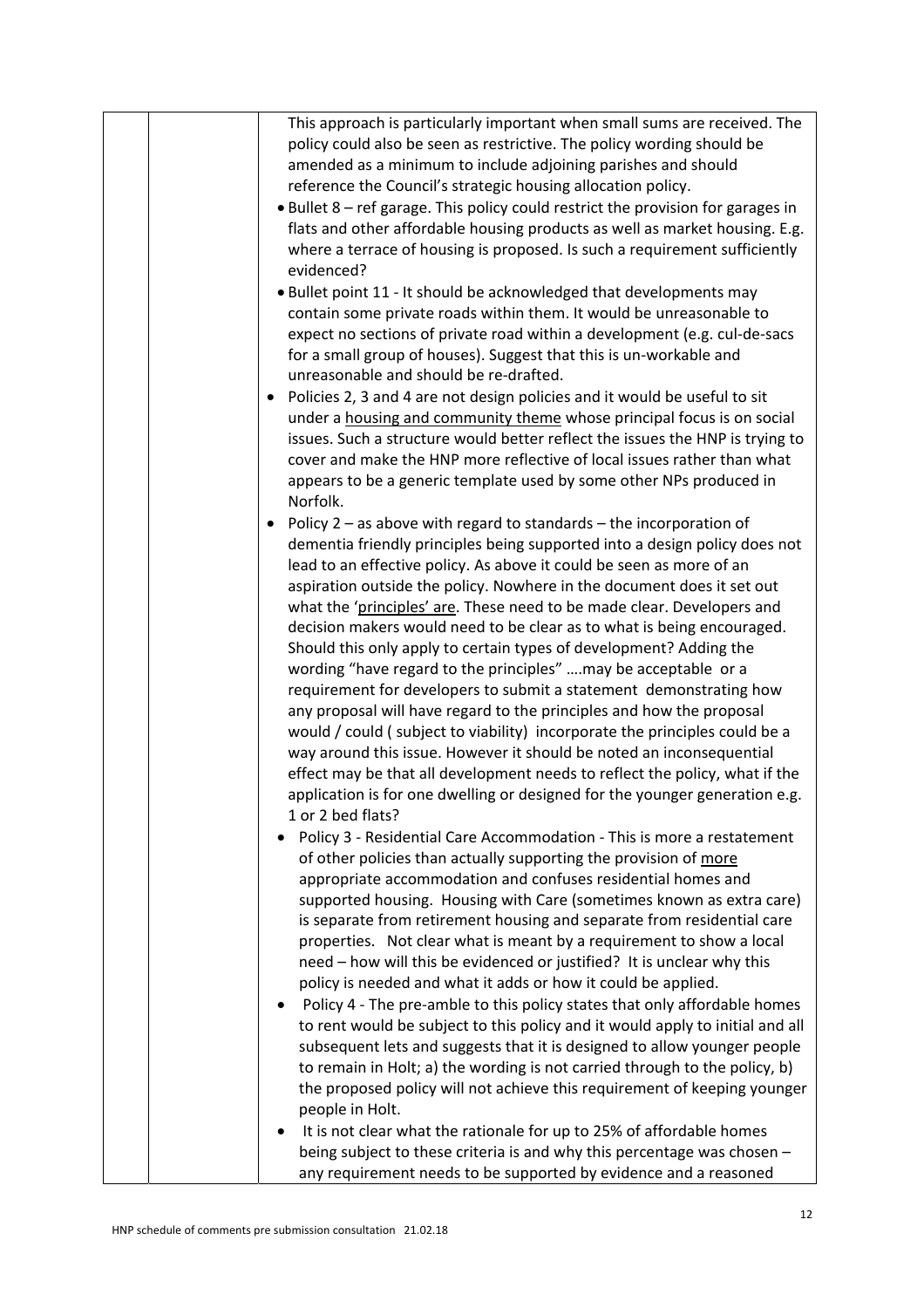| | | This approach is particularly important when small sums are received. The policy could also be seen as restrictive. The policy wording should be amended as a minimum to include adjoining parishes and should reference the Council's strategic housing allocation policy.<br>• Bullet 8 – ref garage. This policy could restrict the provision for garages in flats and other affordable housing products as well as market housing. E.g. where a terrace of housing is proposed. Is such a requirement sufficiently evidenced?<br>• Bullet point 11 - It should be acknowledged that developments may contain some private roads within them. It would be unreasonable to expect no sections of private road within a development (e.g. cul-de-sacs for a small group of houses). Suggest that this is un-workable and unreasonable and should be re-drafted.<br>• Policies 2, 3 and 4 are not design policies and it would be useful to sit under a <u>housing and community theme</u> whose principal focus is on social issues. Such a structure would better reflect the issues the HNP is trying to cover and make the HNP more reflective of local issues rather than what appears to be a generic template used by some other NPs produced in Norfolk.<br>• Policy 2 – as above with regard to standards – the incorporation of dementia friendly principles being supported into a design policy does not lead to an effective policy. As above it could be seen as more of an aspiration outside the policy. Nowhere in the document does it set out what the '<u>principles' are</u>. These need to be made clear. Developers and decision makers would need to be clear as to what is being encouraged. Should this only apply to certain types of development? Adding the wording "have regard to the principles" ….may be acceptable or a requirement for developers to submit a statement demonstrating how any proposal will have regard to the principles and how the proposal would / could ( subject to viability) incorporate the principles could be a way around this issue. However it should be noted an inconsequential effect may be that all development needs to reflect the policy, what if the application is for one dwelling or designed for the younger generation e.g. 1 or 2 bed flats?<br>• Policy 3 - Residential Care Accommodation - This is more a restatement of other policies than actually supporting the provision of <u>more</u> appropriate accommodation and confuses residential homes and supported housing. Housing with Care (sometimes known as extra care) is separate from retirement housing and separate from residential care properties. Not clear what is meant by a requirement to show a local need – how will this be evidenced or justified? It is unclear why this policy is needed and what it adds or how it could be applied.<br>• Policy 4 - The pre-amble to this policy states that only affordable homes to rent would be subject to this policy and it would apply to initial and all subsequent lets and suggests that it is designed to allow younger people to remain in Holt; a) the wording is not carried through to the policy, b) the proposed policy will not achieve this requirement of keeping younger people in Holt.<br>• It is not clear what the rationale for up to 25% of affordable homes being subject to these criteria is and why this percentage was chosen – any requirement needs to be supported by evidence and a reasoned |
|---|---|---|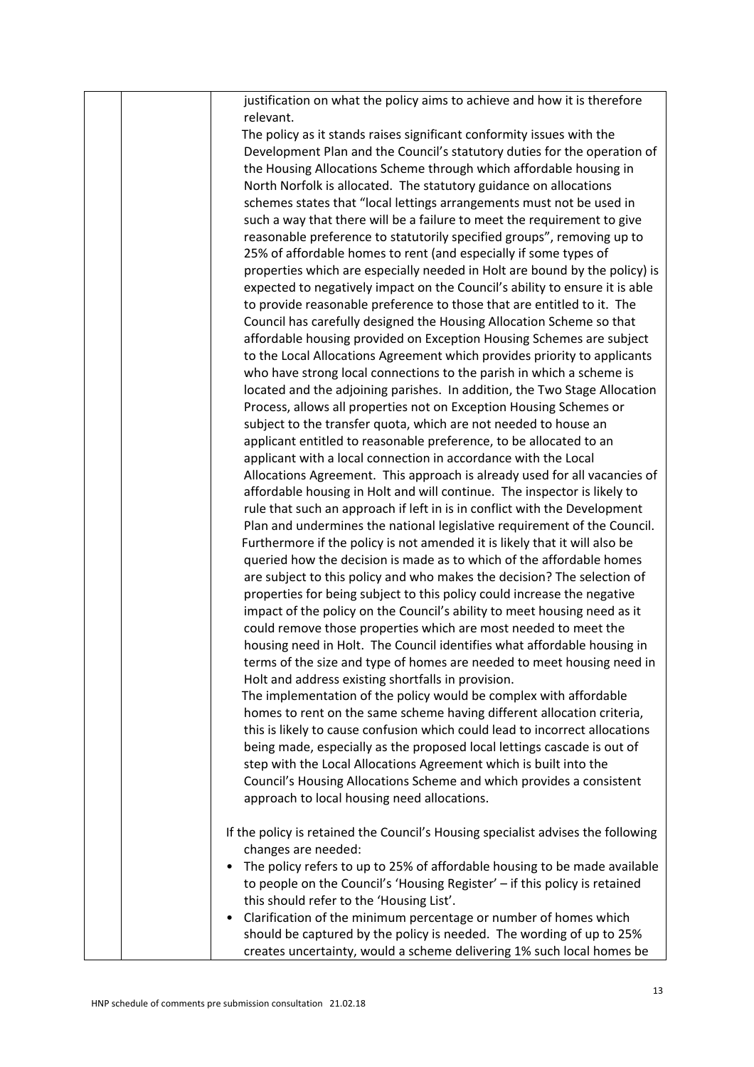| | | |
|---|---|---|
| | | justification on what the policy aims to achieve and how it is therefore relevant.<br>The policy as it stands raises significant conformity issues with the Development Plan and the Council's statutory duties for the operation of the Housing Allocations Scheme through which affordable housing in North Norfolk is allocated. The statutory guidance on allocations schemes states that "local lettings arrangements must not be used in such a way that there will be a failure to meet the requirement to give reasonable preference to statutorily specified groups", removing up to 25% of affordable homes to rent (and especially if some types of properties which are especially needed in Holt are bound by the policy) is expected to negatively impact on the Council's ability to ensure it is able to provide reasonable preference to those that are entitled to it. The Council has carefully designed the Housing Allocation Scheme so that affordable housing provided on Exception Housing Schemes are subject to the Local Allocations Agreement which provides priority to applicants who have strong local connections to the parish in which a scheme is located and the adjoining parishes. In addition, the Two Stage Allocation Process, allows all properties not on Exception Housing Schemes or subject to the transfer quota, which are not needed to house an applicant entitled to reasonable preference, to be allocated to an applicant with a local connection in accordance with the Local Allocations Agreement. This approach is already used for all vacancies of affordable housing in Holt and will continue. The inspector is likely to rule that such an approach if left in is in conflict with the Development Plan and undermines the national legislative requirement of the Council.<br>Furthermore if the policy is not amended it is likely that it will also be queried how the decision is made as to which of the affordable homes are subject to this policy and who makes the decision? The selection of properties for being subject to this policy could increase the negative impact of the policy on the Council's ability to meet housing need as it could remove those properties which are most needed to meet the housing need in Holt. The Council identifies what affordable housing in terms of the size and type of homes are needed to meet housing need in Holt and address existing shortfalls in provision.<br>The implementation of the policy would be complex with affordable homes to rent on the same scheme having different allocation criteria, this is likely to cause confusion which could lead to incorrect allocations being made, especially as the proposed local lettings cascade is out of step with the Local Allocations Agreement which is built into the Council's Housing Allocations Scheme and which provides a consistent approach to local housing need allocations.<br><br>If the policy is retained the Council's Housing specialist advises the following changes are needed:<br>• The policy refers to up to 25% of affordable housing to be made available to people on the Council's 'Housing Register' – if this policy is retained this should refer to the 'Housing List'.<br>• Clarification of the minimum percentage or number of homes which should be captured by the policy is needed. The wording of up to 25% creates uncertainty, would a scheme delivering 1% such local homes be |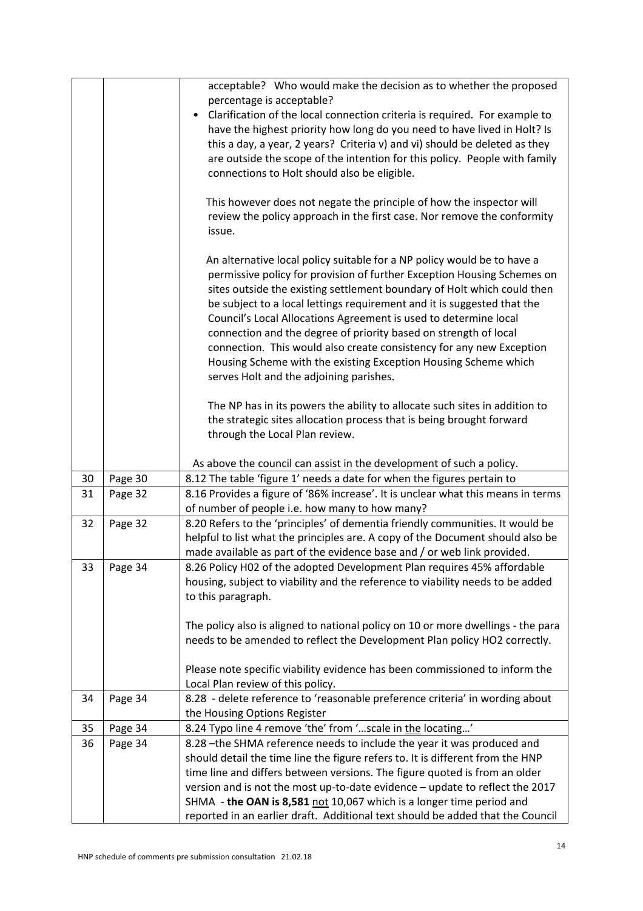| | | |
|---|---|---|
| | | acceptable? Who would make the decision as to whether the proposed percentage is acceptable?<br>• Clarification of the local connection criteria is required. For example to have the highest priority how long do you need to have lived in Holt? Is this a day, a year, 2 years? Criteria v) and vi) should be deleted as they are outside the scope of the intention for this policy. People with family connections to Holt should also be eligible.<br><br>This however does not negate the principle of how the inspector will review the policy approach in the first case. Nor remove the conformity issue.<br><br>An alternative local policy suitable for a NP policy would be to have a permissive policy for provision of further Exception Housing Schemes on sites outside the existing settlement boundary of Holt which could then be subject to a local lettings requirement and it is suggested that the Council's Local Allocations Agreement is used to determine local connection and the degree of priority based on strength of local connection. This would also create consistency for any new Exception Housing Scheme with the existing Exception Housing Scheme which serves Holt and the adjoining parishes.<br><br>The NP has in its powers the ability to allocate such sites in addition to the strategic sites allocation process that is being brought forward through the Local Plan review.<br><br>As above the council can assist in the development of such a policy. |
| 30 | Page 30 | 8.12 The table 'figure 1' needs a date for when the figures pertain to |
| 31 | Page 32 | 8.16 Provides a figure of '86% increase'. It is unclear what this means in terms of number of people i.e. how many to how many? |
| 32 | Page 32 | 8.20 Refers to the 'principles' of dementia friendly communities. It would be helpful to list what the principles are. A copy of the Document should also be made available as part of the evidence base and / or web link provided. |
| 33 | Page 34 | 8.26 Policy H02 of the adopted Development Plan requires 45% affordable housing, subject to viability and the reference to viability needs to be added to this paragraph.<br><br>The policy also is aligned to national policy on 10 or more dwellings - the para needs to be amended to reflect the Development Plan policy HO2 correctly.<br><br>Please note specific viability evidence has been commissioned to inform the Local Plan review of this policy. |
| 34 | Page 34 | 8.28 - delete reference to 'reasonable preference criteria' in wording about the Housing Options Register |
| 35 | Page 34 | 8.24 Typo line 4 remove 'the' from '…scale in <u>the</u> locating…' |
| 36 | Page 34 | 8.28 –the SHMA reference needs to include the year it was produced and should detail the time line the figure refers to. It is different from the HNP time line and differs between versions. The figure quoted is from an older version and is not the most up-to-date evidence – update to reflect the 2017 SHMA - **the OAN is 8,581** <u>not</u> 10,067 which is a longer time period and reported in an earlier draft. Additional text should be added that the Council |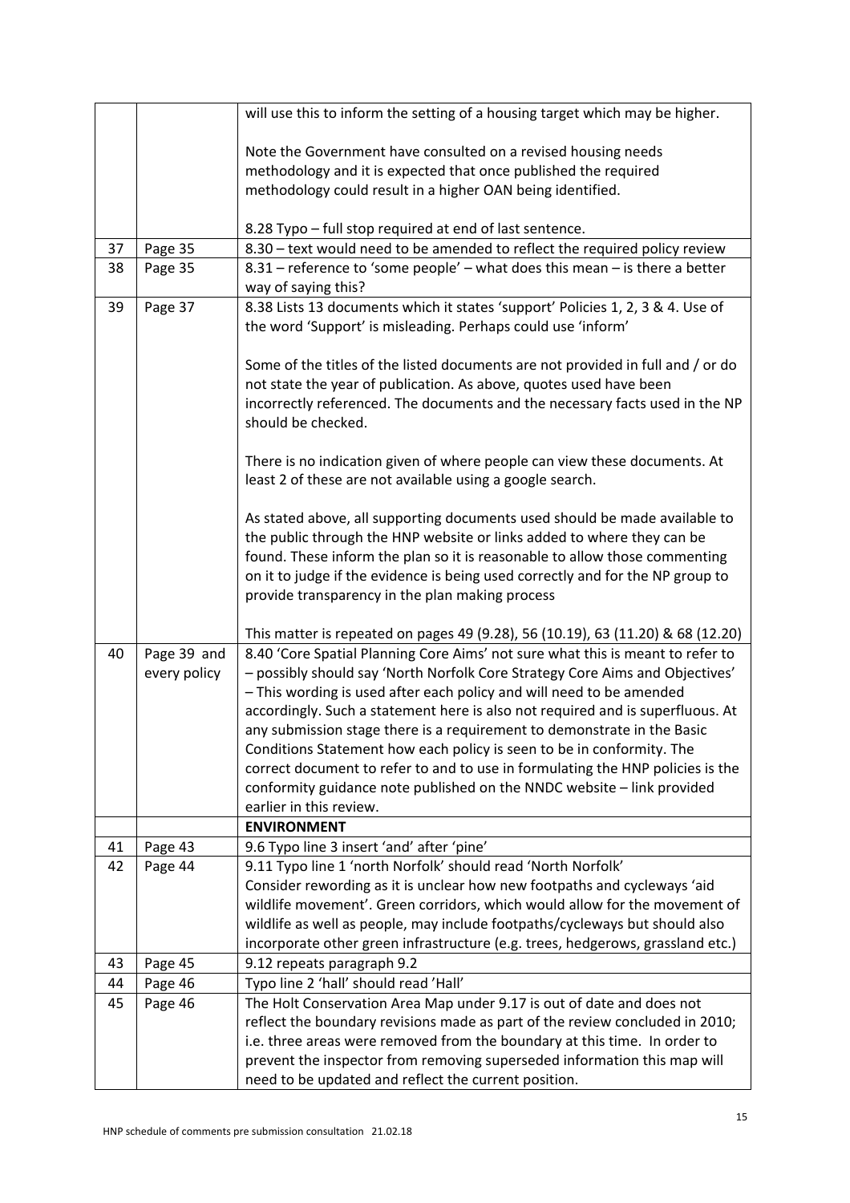| | | |
|---|---|---|
| | | will use this to inform the setting of a housing target which may be higher.<br><br>Note the Government have consulted on a revised housing needs methodology and it is expected that once published the required methodology could result in a higher OAN being identified.<br><br>8.28 Typo – full stop required at end of last sentence. |
| 37 | Page 35 | 8.30 – text would need to be amended to reflect the required policy review |
| 38 | Page 35 | 8.31 – reference to 'some people' – what does this mean – is there a better way of saying this? |
| 39 | Page 37 | 8.38 Lists 13 documents which it states 'support' Policies 1, 2, 3 & 4. Use of the word 'Support' is misleading. Perhaps could use 'inform'<br><br>Some of the titles of the listed documents are not provided in full and / or do not state the year of publication. As above, quotes used have been incorrectly referenced. The documents and the necessary facts used in the NP should be checked.<br><br>There is no indication given of where people can view these documents. At least 2 of these are not available using a google search.<br><br>As stated above, all supporting documents used should be made available to the public through the HNP website or links added to where they can be found. These inform the plan so it is reasonable to allow those commenting on it to judge if the evidence is being used correctly and for the NP group to provide transparency in the plan making process<br><br>This matter is repeated on pages 49 (9.28), 56 (10.19), 63 (11.20) & 68 (12.20) |
| 40 | Page 39 and every policy | 8.40 'Core Spatial Planning Core Aims' not sure what this is meant to refer to – possibly should say 'North Norfolk Core Strategy Core Aims and Objectives' – This wording is used after each policy and will need to be amended accordingly. Such a statement here is also not required and is superfluous. At any submission stage there is a requirement to demonstrate in the Basic Conditions Statement how each policy is seen to be in conformity. The correct document to refer to and to use in formulating the HNP policies is the conformity guidance note published on the NNDC website – link provided earlier in this review. |
| | | **ENVIRONMENT** |
| 41 | Page 43 | 9.6 Typo line 3 insert 'and' after 'pine' |
| 42 | Page 44 | 9.11 Typo line 1 'north Norfolk' should read 'North Norfolk'<br>Consider rewording as it is unclear how new footpaths and cycleways 'aid wildlife movement'. Green corridors, which would allow for the movement of wildlife as well as people, may include footpaths/cycleways but should also incorporate other green infrastructure (e.g. trees, hedgerows, grassland etc.) |
| 43 | Page 45 | 9.12 repeats paragraph 9.2 |
| 44 | Page 46 | Typo line 2 'hall' should read 'Hall' |
| 45 | Page 46 | The Holt Conservation Area Map under 9.17 is out of date and does not reflect the boundary revisions made as part of the review concluded in 2010; i.e. three areas were removed from the boundary at this time. In order to prevent the inspector from removing superseded information this map will need to be updated and reflect the current position. |

HNP schedule of comments pre submission consultation 21.02.18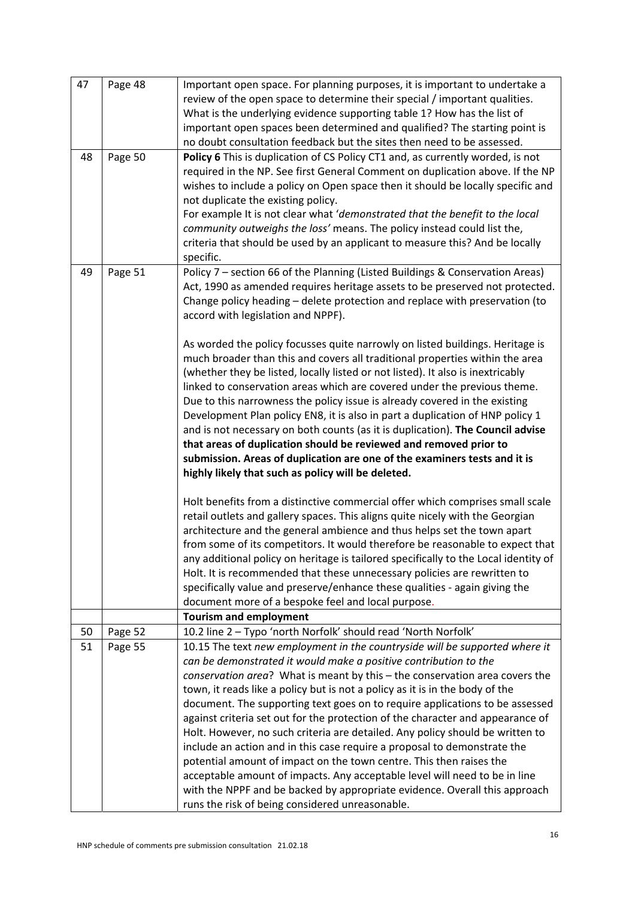| | | |
|---|---|---|
| 47 | Page 48 | Important open space. For planning purposes, it is important to undertake a review of the open space to determine their special / important qualities. What is the underlying evidence supporting table 1? How has the list of important open spaces been determined and qualified? The starting point is no doubt consultation feedback but the sites then need to be assessed. |
| 48 | Page 50 | **Policy 6** This is duplication of CS Policy CT1 and, as currently worded, is not required in the NP. See first General Comment on duplication above. If the NP wishes to include a policy on Open space then it should be locally specific and not duplicate the existing policy.<br>For example It is not clear what '*demonstrated that the benefit to the local community outweighs the loss'* means. The policy instead could list the, criteria that should be used by an applicant to measure this? And be locally specific. |
| 49 | Page 51 | Policy 7 – section 66 of the Planning (Listed Buildings & Conservation Areas) Act, 1990 as amended requires heritage assets to be preserved not protected. Change policy heading – delete protection and replace with preservation (to accord with legislation and NPPF).<br><br>As worded the policy focusses quite narrowly on listed buildings. Heritage is much broader than this and covers all traditional properties within the area (whether they be listed, locally listed or not listed). It also is inextricably linked to conservation areas which are covered under the previous theme. Due to this narrowness the policy issue is already covered in the existing Development Plan policy EN8, it is also in part a duplication of HNP policy 1 and is not necessary on both counts (as it is duplication). **The Council advise that areas of duplication should be reviewed and removed prior to submission. Areas of duplication are one of the examiners tests and it is highly likely that such as policy will be deleted.**<br><br>Holt benefits from a distinctive commercial offer which comprises small scale retail outlets and gallery spaces. This aligns quite nicely with the Georgian architecture and the general ambience and thus helps set the town apart from some of its competitors. It would therefore be reasonable to expect that any additional policy on heritage is tailored specifically to the Local identity of Holt. It is recommended that these unnecessary policies are rewritten to specifically value and preserve/enhance these qualities - again giving the document more of a bespoke feel and local purpose. |
| | | **Tourism and employment** |
| 50 | Page 52 | 10.2 line 2 – Typo 'north Norfolk' should read 'North Norfolk' |
| 51 | Page 55 | 10.15 The text *new employment in the countryside will be supported where it can be demonstrated it would make a positive contribution to the conservation area*? What is meant by this – the conservation area covers the town, it reads like a policy but is not a policy as it is in the body of the document. The supporting text goes on to require applications to be assessed against criteria set out for the protection of the character and appearance of Holt. However, no such criteria are detailed. Any policy should be written to include an action and in this case require a proposal to demonstrate the potential amount of impact on the town centre. This then raises the acceptable amount of impacts. Any acceptable level will need to be in line with the NPPF and be backed by appropriate evidence. Overall this approach runs the risk of being considered unreasonable. |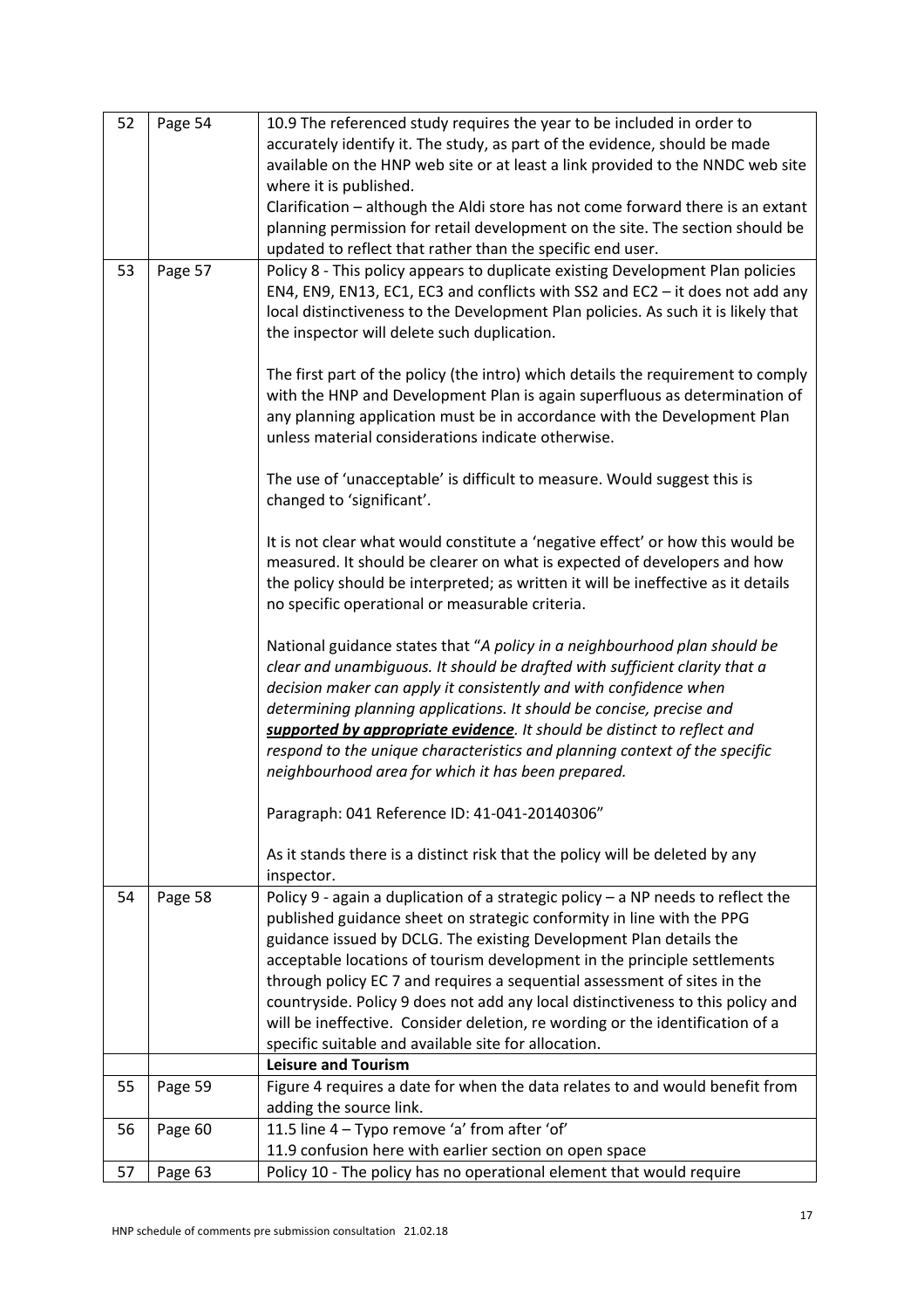| | | |
|---|---|---|
| 52 | Page 54 | 10.9 The referenced study requires the year to be included in order to accurately identify it. The study, as part of the evidence, should be made available on the HNP web site or at least a link provided to the NNDC web site where it is published.<br>Clarification – although the Aldi store has not come forward there is an extant planning permission for retail development on the site. The section should be updated to reflect that rather than the specific end user. |
| 53 | Page 57 | Policy 8 - This policy appears to duplicate existing Development Plan policies EN4, EN9, EN13, EC1, EC3 and conflicts with SS2 and EC2 – it does not add any local distinctiveness to the Development Plan policies. As such it is likely that the inspector will delete such duplication.<br><br>The first part of the policy (the intro) which details the requirement to comply with the HNP and Development Plan is again superfluous as determination of any planning application must be in accordance with the Development Plan unless material considerations indicate otherwise.<br><br>The use of 'unacceptable' is difficult to measure. Would suggest this is changed to 'significant'.<br><br>It is not clear what would constitute a 'negative effect' or how this would be measured. It should be clearer on what is expected of developers and how the policy should be interpreted; as written it will be ineffective as it details no specific operational or measurable criteria.<br><br>National guidance states that "*A policy in a neighbourhood plan should be clear and unambiguous. It should be drafted with sufficient clarity that a decision maker can apply it consistently and with confidence when determining planning applications. It should be concise, precise and* ***supported by appropriate evidence****. It should be distinct to reflect and respond to the unique characteristics and planning context of the specific neighbourhood area for which it has been prepared.*<br><br>Paragraph: 041 Reference ID: 41-041-20140306"<br><br>As it stands there is a distinct risk that the policy will be deleted by any inspector. |
| 54 | Page 58 | Policy 9 - again a duplication of a strategic policy – a NP needs to reflect the published guidance sheet on strategic conformity in line with the PPG guidance issued by DCLG. The existing Development Plan details the acceptable locations of tourism development in the principle settlements through policy EC 7 and requires a sequential assessment of sites in the countryside. Policy 9 does not add any local distinctiveness to this policy and will be ineffective. Consider deletion, re wording or the identification of a specific suitable and available site for allocation. |
| | | **Leisure and Tourism** |
| 55 | Page 59 | Figure 4 requires a date for when the data relates to and would benefit from adding the source link. |
| 56 | Page 60 | 11.5 line 4 – Typo remove 'a' from after 'of'<br>11.9 confusion here with earlier section on open space |
| 57 | Page 63 | Policy 10 - The policy has no operational element that would require |

HNP schedule of comments pre submission consultation 21.02.18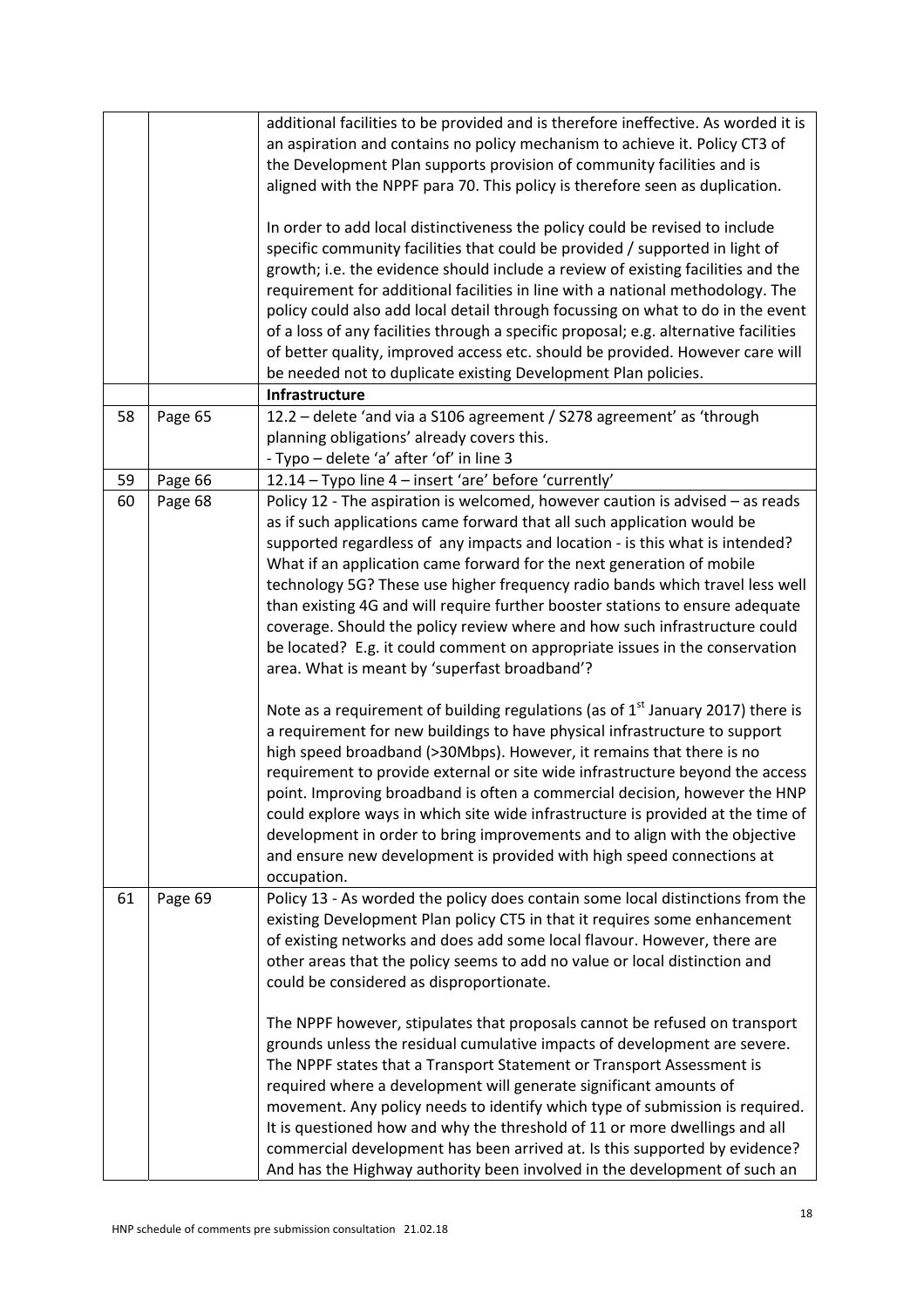| | | |
|---|---|---|
| | | additional facilities to be provided and is therefore ineffective. As worded it is an aspiration and contains no policy mechanism to achieve it. Policy CT3 of the Development Plan supports provision of community facilities and is aligned with the NPPF para 70. This policy is therefore seen as duplication.<br><br>In order to add local distinctiveness the policy could be revised to include specific community facilities that could be provided / supported in light of growth; i.e. the evidence should include a review of existing facilities and the requirement for additional facilities in line with a national methodology. The policy could also add local detail through focussing on what to do in the event of a loss of any facilities through a specific proposal; e.g. alternative facilities of better quality, improved access etc. should be provided. However care will be needed not to duplicate existing Development Plan policies. |
| | | **Infrastructure** |
| 58 | Page 65 | 12.2 – delete 'and via a S106 agreement / S278 agreement' as 'through planning obligations' already covers this.<br>- Typo – delete 'a' after 'of' in line 3 |
| 59 | Page 66 | 12.14 – Typo line 4 – insert 'are' before 'currently' |
| 60 | Page 68 | Policy 12 - The aspiration is welcomed, however caution is advised – as reads as if such applications came forward that all such application would be supported regardless of any impacts and location - is this what is intended? What if an application came forward for the next generation of mobile technology 5G? These use higher frequency radio bands which travel less well than existing 4G and will require further booster stations to ensure adequate coverage. Should the policy review where and how such infrastructure could be located? E.g. it could comment on appropriate issues in the conservation area. What is meant by 'superfast broadband'?<br><br>Note as a requirement of building regulations (as of 1st January 2017) there is a requirement for new buildings to have physical infrastructure to support high speed broadband (>30Mbps). However, it remains that there is no requirement to provide external or site wide infrastructure beyond the access point. Improving broadband is often a commercial decision, however the HNP could explore ways in which site wide infrastructure is provided at the time of development in order to bring improvements and to align with the objective and ensure new development is provided with high speed connections at occupation. |
| 61 | Page 69 | Policy 13 - As worded the policy does contain some local distinctions from the existing Development Plan policy CT5 in that it requires some enhancement of existing networks and does add some local flavour. However, there are other areas that the policy seems to add no value or local distinction and could be considered as disproportionate.<br><br>The NPPF however, stipulates that proposals cannot be refused on transport grounds unless the residual cumulative impacts of development are severe. The NPPF states that a Transport Statement or Transport Assessment is required where a development will generate significant amounts of movement. Any policy needs to identify which type of submission is required. It is questioned how and why the threshold of 11 or more dwellings and all commercial development has been arrived at. Is this supported by evidence? And has the Highway authority been involved in the development of such an |

HNP schedule of comments pre submission consultation 21.02.18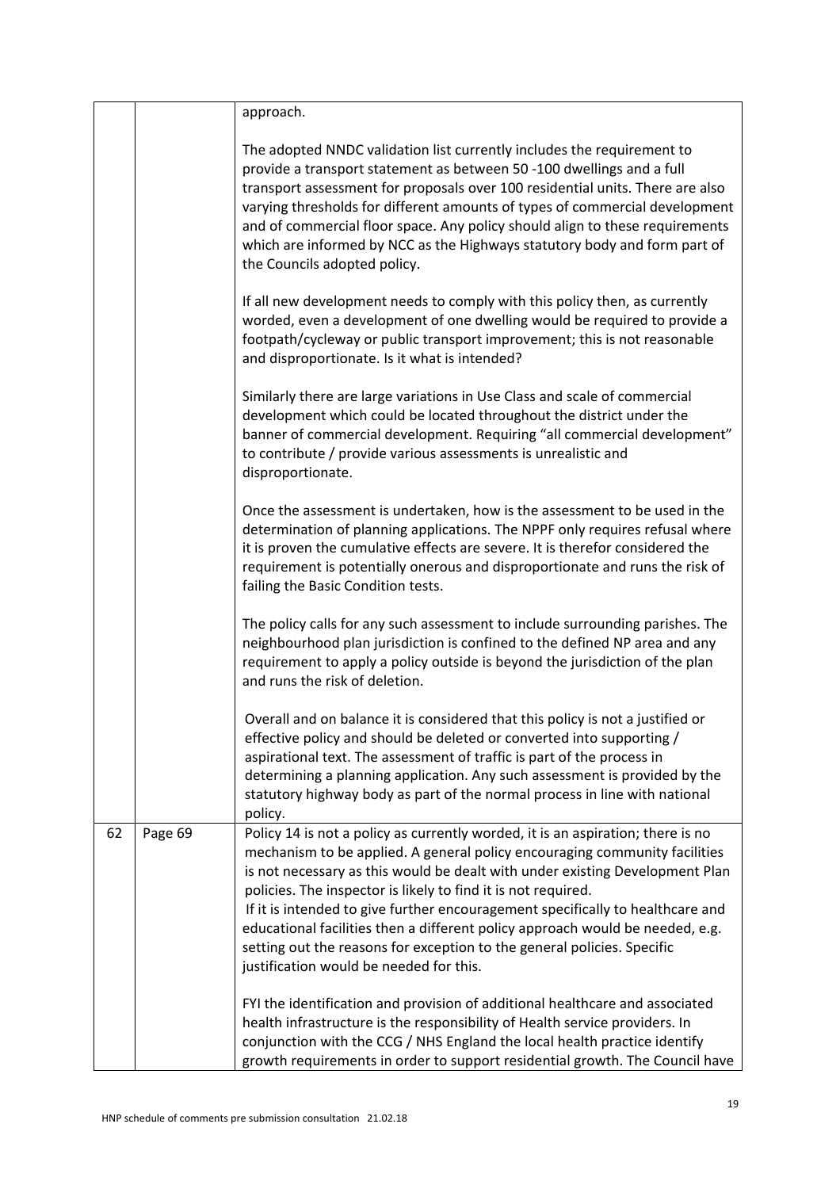|  |  |  |
|---|---|---|
|  |  | approach.<br><br>The adopted NNDC validation list currently includes the requirement to provide a transport statement as between 50 -100 dwellings and a full transport assessment for proposals over 100 residential units. There are also varying thresholds for different amounts of types of commercial development and of commercial floor space. Any policy should align to these requirements which are informed by NCC as the Highways statutory body and form part of the Councils adopted policy.<br><br>If all new development needs to comply with this policy then, as currently worded, even a development of one dwelling would be required to provide a footpath/cycleway or public transport improvement; this is not reasonable and disproportionate. Is it what is intended?<br><br>Similarly there are large variations in Use Class and scale of commercial development which could be located throughout the district under the banner of commercial development. Requiring "all commercial development" to contribute / provide various assessments is unrealistic and disproportionate.<br><br>Once the assessment is undertaken, how is the assessment to be used in the determination of planning applications. The NPPF only requires refusal where it is proven the cumulative effects are severe. It is therefor considered the requirement is potentially onerous and disproportionate and runs the risk of failing the Basic Condition tests.<br><br>The policy calls for any such assessment to include surrounding parishes. The neighbourhood plan jurisdiction is confined to the defined NP area and any requirement to apply a policy outside is beyond the jurisdiction of the plan and runs the risk of deletion.<br><br>Overall and on balance it is considered that this policy is not a justified or effective policy and should be deleted or converted into supporting / aspirational text. The assessment of traffic is part of the process in determining a planning application. Any such assessment is provided by the statutory highway body as part of the normal process in line with national policy. |
| 62 | Page 69 | Policy 14 is not a policy as currently worded, it is an aspiration; there is no mechanism to be applied. A general policy encouraging community facilities is not necessary as this would be dealt with under existing Development Plan policies. The inspector is likely to find it is not required.<br>If it is intended to give further encouragement specifically to healthcare and educational facilities then a different policy approach would be needed, e.g. setting out the reasons for exception to the general policies. Specific justification would be needed for this.<br><br>FYI the identification and provision of additional healthcare and associated health infrastructure is the responsibility of Health service providers. In conjunction with the CCG / NHS England the local health practice identify growth requirements in order to support residential growth. The Council have |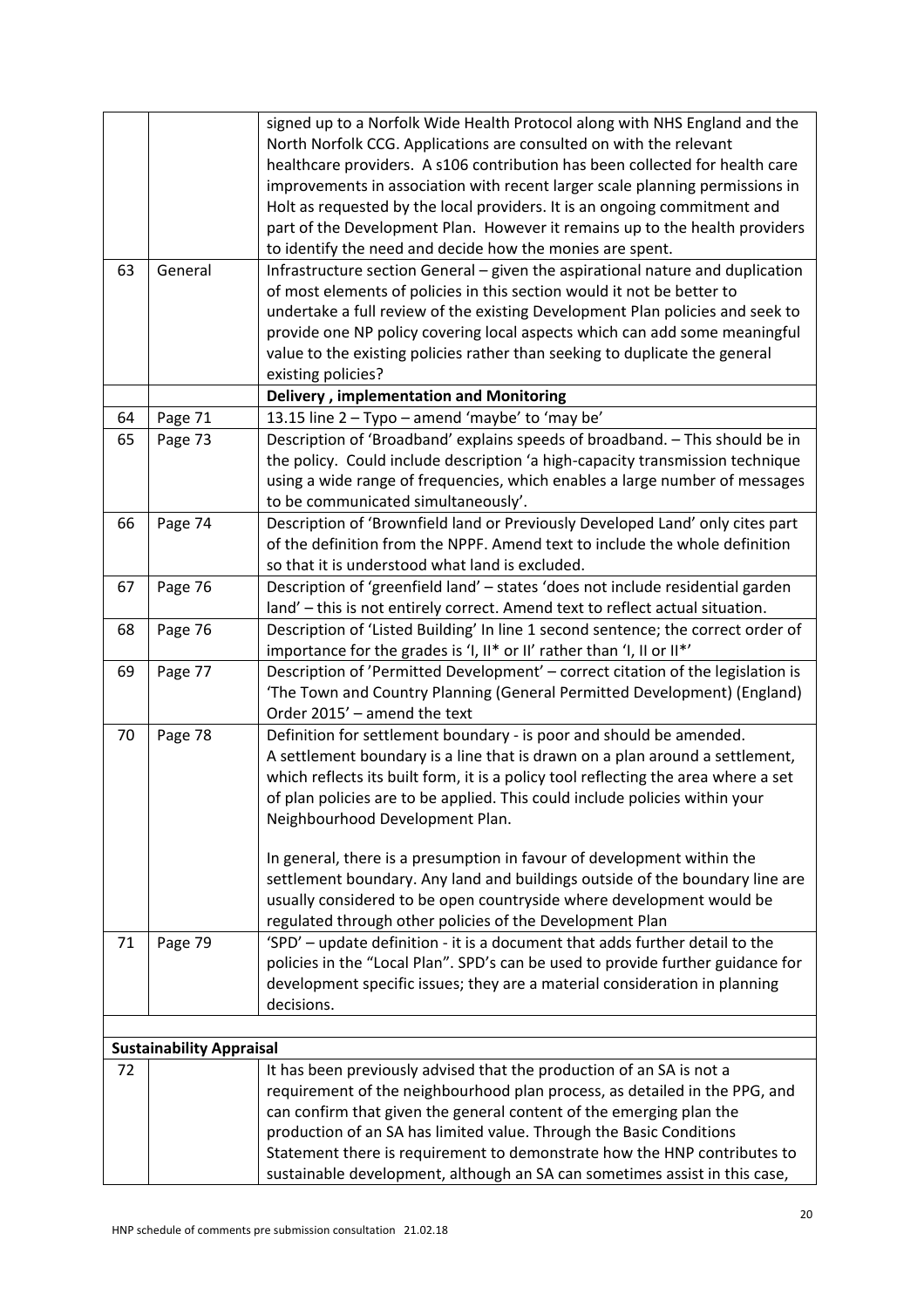| | | |
|---|---|---|
| | | signed up to a Norfolk Wide Health Protocol along with NHS England and the North Norfolk CCG. Applications are consulted on with the relevant healthcare providers. A s106 contribution has been collected for health care improvements in association with recent larger scale planning permissions in Holt as requested by the local providers. It is an ongoing commitment and part of the Development Plan. However it remains up to the health providers to identify the need and decide how the monies are spent. |
| 63 | General | Infrastructure section General – given the aspirational nature and duplication of most elements of policies in this section would it not be better to undertake a full review of the existing Development Plan policies and seek to provide one NP policy covering local aspects which can add some meaningful value to the existing policies rather than seeking to duplicate the general existing policies? |
| | | **Delivery , implementation and Monitoring** |
| 64 | Page 71 | 13.15 line 2 – Typo – amend 'maybe' to 'may be' |
| 65 | Page 73 | Description of 'Broadband' explains speeds of broadband. – This should be in the policy. Could include description 'a high-capacity transmission technique using a wide range of frequencies, which enables a large number of messages to be communicated simultaneously'. |
| 66 | Page 74 | Description of 'Brownfield land or Previously Developed Land' only cites part of the definition from the NPPF. Amend text to include the whole definition so that it is understood what land is excluded. |
| 67 | Page 76 | Description of 'greenfield land' – states 'does not include residential garden land' – this is not entirely correct. Amend text to reflect actual situation. |
| 68 | Page 76 | Description of 'Listed Building' In line 1 second sentence; the correct order of importance for the grades is 'I, II* or II' rather than 'I, II or II*' |
| 69 | Page 77 | Description of 'Permitted Development' – correct citation of the legislation is 'The Town and Country Planning (General Permitted Development) (England) Order 2015' – amend the text |
| 70 | Page 78 | Definition for settlement boundary - is poor and should be amended.<br>A settlement boundary is a line that is drawn on a plan around a settlement, which reflects its built form, it is a policy tool reflecting the area where a set of plan policies are to be applied. This could include policies within your Neighbourhood Development Plan.<br><br>In general, there is a presumption in favour of development within the settlement boundary. Any land and buildings outside of the boundary line are usually considered to be open countryside where development would be regulated through other policies of the Development Plan |
| 71 | Page 79 | 'SPD' – update definition - it is a document that adds further detail to the policies in the "Local Plan". SPD's can be used to provide further guidance for development specific issues; they are a material consideration in planning decisions. |
| | | |
| **Sustainability Appraisal** | | |
| 72 | | It has been previously advised that the production of an SA is not a requirement of the neighbourhood plan process, as detailed in the PPG, and can confirm that given the general content of the emerging plan the production of an SA has limited value. Through the Basic Conditions Statement there is requirement to demonstrate how the HNP contributes to sustainable development, although an SA can sometimes assist in this case, |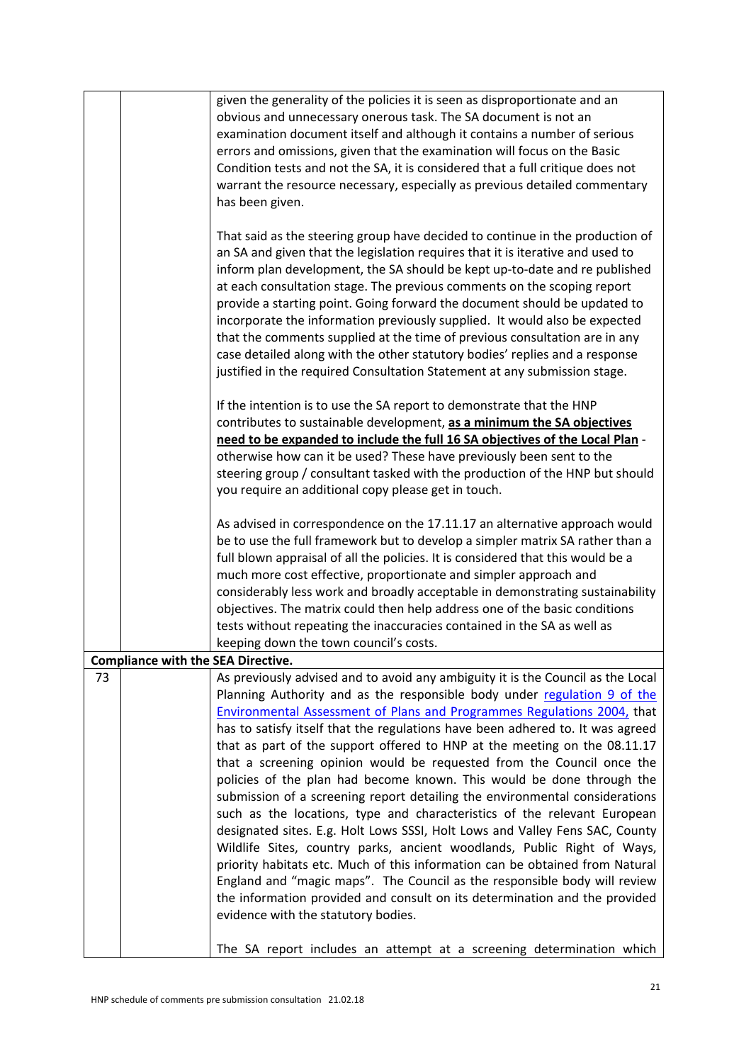| | | |
|---|---|---|
| | | given the generality of the policies it is seen as disproportionate and an obvious and unnecessary onerous task. The SA document is not an examination document itself and although it contains a number of serious errors and omissions, given that the examination will focus on the Basic Condition tests and not the SA, it is considered that a full critique does not warrant the resource necessary, especially as previous detailed commentary has been given.<br><br>That said as the steering group have decided to continue in the production of an SA and given that the legislation requires that it is iterative and used to inform plan development, the SA should be kept up-to-date and re published at each consultation stage. The previous comments on the scoping report provide a starting point. Going forward the document should be updated to incorporate the information previously supplied. It would also be expected that the comments supplied at the time of previous consultation are in any case detailed along with the other statutory bodies' replies and a response justified in the required Consultation Statement at any submission stage.<br><br>If the intention is to use the SA report to demonstrate that the HNP contributes to sustainable development, **as a minimum the SA objectives need to be expanded to include the full 16 SA objectives of the Local Plan** - otherwise how can it be used? These have previously been sent to the steering group / consultant tasked with the production of the HNP but should you require an additional copy please get in touch.<br><br>As advised in correspondence on the 17.11.17 an alternative approach would be to use the full framework but to develop a simpler matrix SA rather than a full blown appraisal of all the policies. It is considered that this would be a much more cost effective, proportionate and simpler approach and considerably less work and broadly acceptable in demonstrating sustainability objectives. The matrix could then help address one of the basic conditions tests without repeating the inaccuracies contained in the SA as well as keeping down the town council's costs. |
| **Compliance with the SEA Directive.** | | |
| 73 | | As previously advised and to avoid any ambiguity it is the Council as the Local Planning Authority and as the responsible body under regulation 9 of the Environmental Assessment of Plans and Programmes Regulations 2004, that has to satisfy itself that the regulations have been adhered to. It was agreed that as part of the support offered to HNP at the meeting on the 08.11.17 that a screening opinion would be requested from the Council once the policies of the plan had become known. This would be done through the submission of a screening report detailing the environmental considerations such as the locations, type and characteristics of the relevant European designated sites. E.g. Holt Lows SSSI, Holt Lows and Valley Fens SAC, County Wildlife Sites, country parks, ancient woodlands, Public Right of Ways, priority habitats etc. Much of this information can be obtained from Natural England and "magic maps". The Council as the responsible body will review the information provided and consult on its determination and the provided evidence with the statutory bodies.<br><br>The SA report includes an attempt at a screening determination which |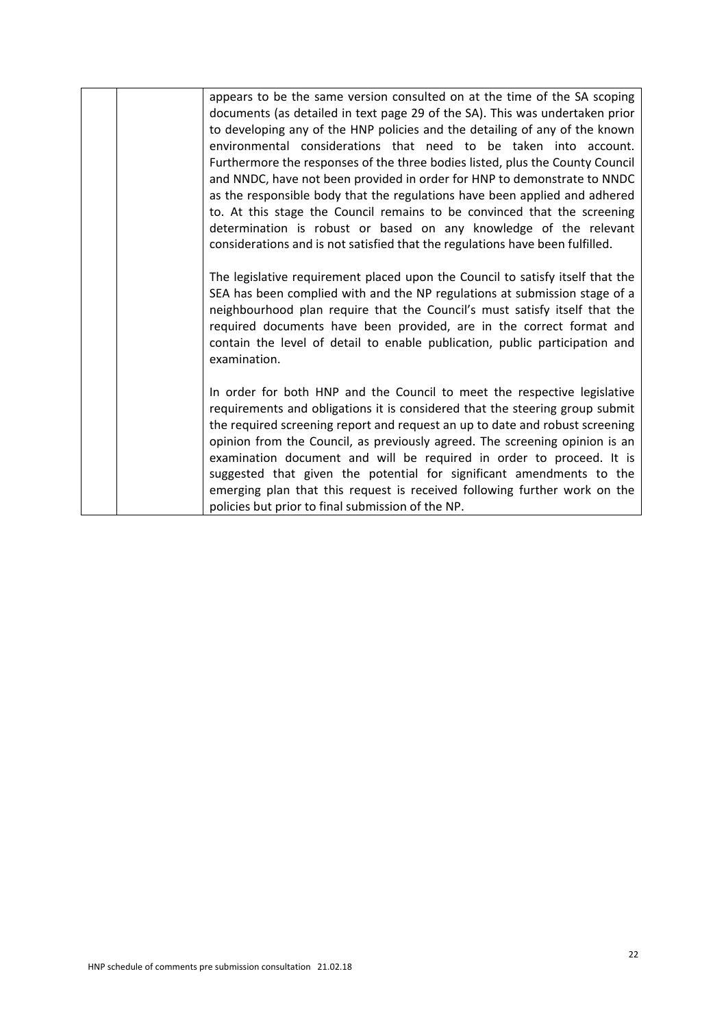| | | |
|---|---|---|
| | | appears to be the same version consulted on at the time of the SA scoping documents (as detailed in text page 29 of the SA). This was undertaken prior to developing any of the HNP policies and the detailing of any of the known environmental considerations that need to be taken into account. Furthermore the responses of the three bodies listed, plus the County Council and NNDC, have not been provided in order for HNP to demonstrate to NNDC as the responsible body that the regulations have been applied and adhered to. At this stage the Council remains to be convinced that the screening determination is robust or based on any knowledge of the relevant considerations and is not satisfied that the regulations have been fulfilled.<br><br>The legislative requirement placed upon the Council to satisfy itself that the SEA has been complied with and the NP regulations at submission stage of a neighbourhood plan require that the Council's must satisfy itself that the required documents have been provided, are in the correct format and contain the level of detail to enable publication, public participation and examination.<br><br>In order for both HNP and the Council to meet the respective legislative requirements and obligations it is considered that the steering group submit the required screening report and request an up to date and robust screening opinion from the Council, as previously agreed. The screening opinion is an examination document and will be required in order to proceed. It is suggested that given the potential for significant amendments to the emerging plan that this request is received following further work on the policies but prior to final submission of the NP. |